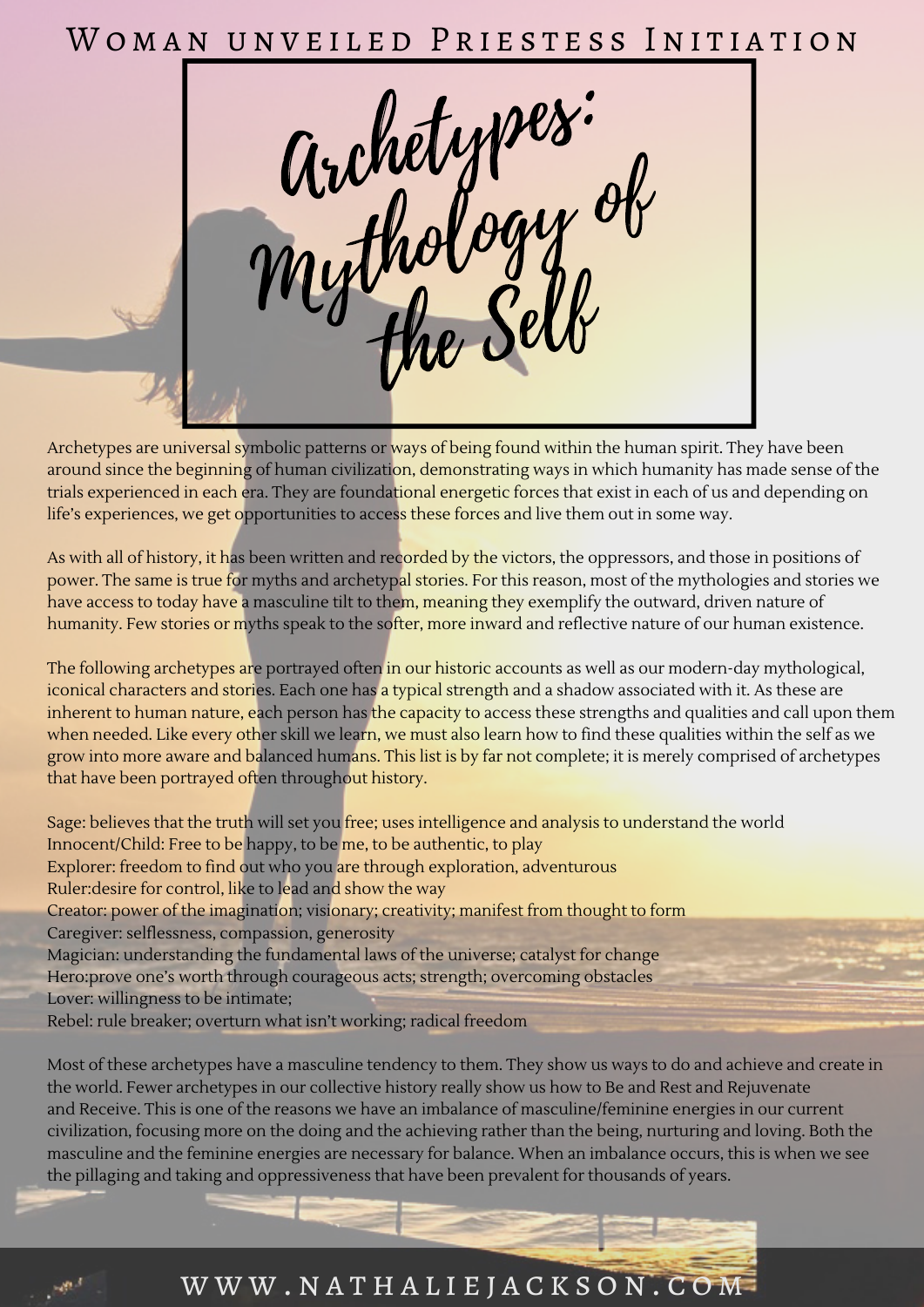Woman unveiled Priestess Initiation

# Archetypes: Mythology of the Self

Archetypes are universal symbolic patterns or ways of being found within the human spirit. They have been around since the beginning of human civilization, demonstrating ways in which humanity has made sense of the trials experienced in each era. They are foundational energetic forces that exist in each of us and depending on life's experiences, we get opportunities to access these forces and live them out in some way.

As with all of history, it has been written and recorded by the victors, the oppressors, and those in positions of power. The same is true for myths and archetypal stories. For this reason, most of the mythologies and stories we have access to today have a masculine tilt to them, meaning they exemplify the outward, driven nature of humanity. Few stories or myths speak to the softer, more inward and reflective nature of our human existence.

The following archetypes are portrayed often in our historic accounts as well as our modern-day mythological, iconical characters and stories. Each one has a typical strength and a shadow associated with it. As these are inherent to human nature, each person has the capacity to access these strengths and qualities and call upon them when needed. Like every other skill we learn, we must also learn how to find these qualities within the self as we grow into more aware and balanced humans. This list is by far not complete; it is merely comprised of archetypes that have been portrayed often throughout history.

Sage: believes that the truth will set you free; uses intelligence and analysis to understand the world
Innocent/Child: Free to be happy, to be me, to be authentic, to play
Explorer: freedom to find out who you are through exploration, adventurous
Ruler:desire for control, like to lead and show the way
Creator: power of the imagination; visionary; creativity; manifest from thought to form
Caregiver: selflessness, compassion, generosity
Magician: understanding the fundamental laws of the universe; catalyst for change
Hero:prove one's worth through courageous acts; strength; overcoming obstacles
Lover: willingness to be intimate;
Rebel: rule breaker; overturn what isn't working; radical freedom

Most of these archetypes have a masculine tendency to them. They show us ways to do and achieve and create in the world. Fewer archetypes in our collective history really show us how to Be and Rest and Rejuvenate and Receive. This is one of the reasons we have an imbalance of masculine/feminine energies in our current civilization, focusing more on the doing and the achieving rather than the being, nurturing and loving. Both the masculine and the feminine energies are necessary for balance. When an imbalance occurs, this is when we see the pillaging and taking and oppressiveness that have been prevalent for thousands of years.

WWW.NATHALIEJACKSON.COM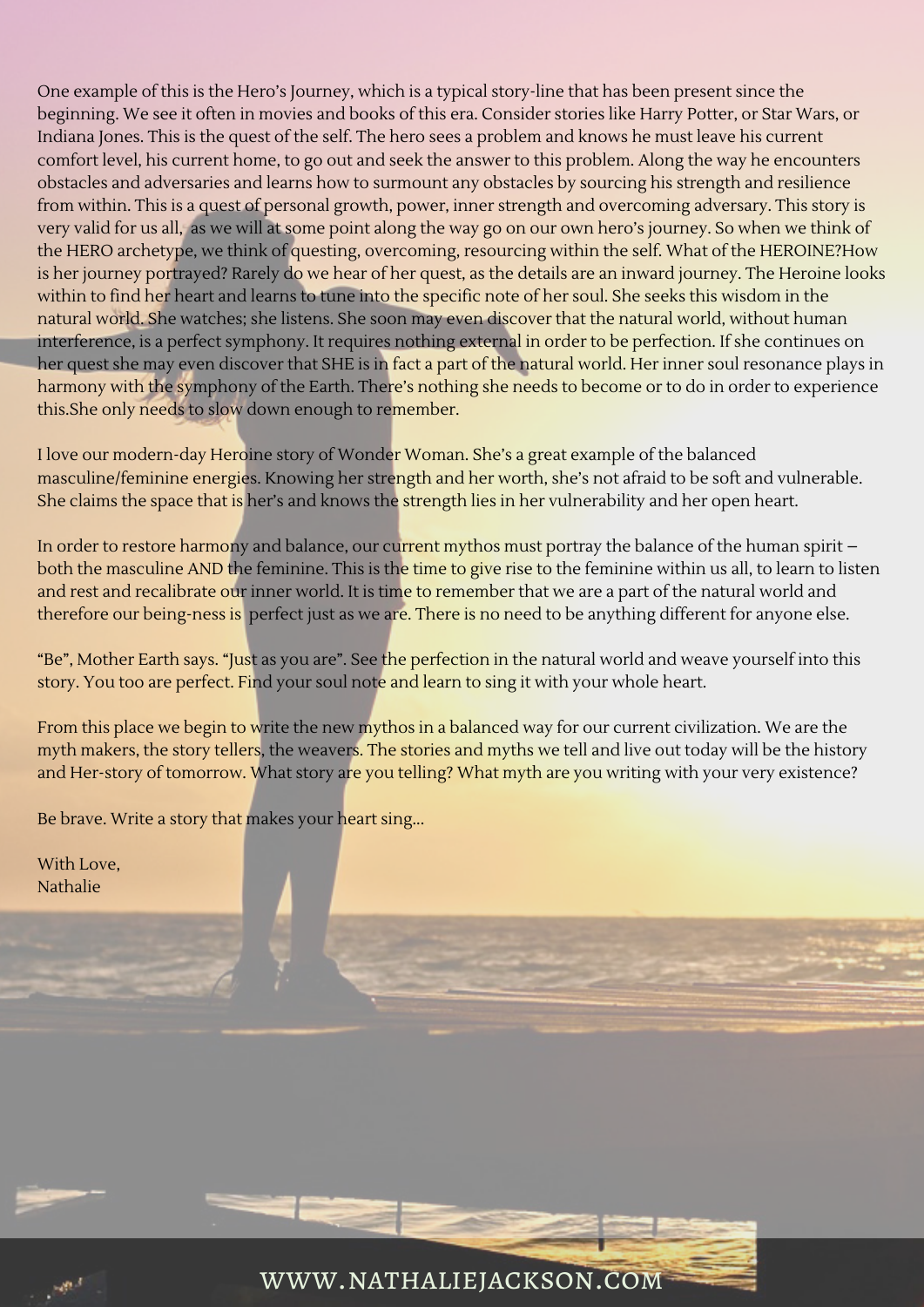One example of this is the Hero's Journey, which is a typical story-line that has been present since the beginning. We see it often in movies and books of this era. Consider stories like Harry Potter, or Star Wars, or Indiana Jones. This is the quest of the self. The hero sees a problem and knows he must leave his current comfort level, his current home, to go out and seek the answer to this problem. Along the way he encounters obstacles and adversaries and learns how to surmount any obstacles by sourcing his strength and resilience from within. This is a quest of personal growth, power, inner strength and overcoming adversary. This story is very valid for us all, as we will at some point along the way go on our own hero's journey. So when we think of the HERO archetype, we think of questing, overcoming, resourcing within the self. What of the HEROINE?How is her journey portrayed? Rarely do we hear of her quest, as the details are an inward journey. The Heroine looks within to find her heart and learns to tune into the specific note of her soul. She seeks this wisdom in the natural world. She watches; she listens. She soon may even discover that the natural world, without human interference, is a perfect symphony. It requires nothing external in order to be perfection. If she continues on her quest she may even discover that SHE is in fact a part of the natural world. Her inner soul resonance plays in harmony with the symphony of the Earth. There's nothing she needs to become or to do in order to experience this.She only needs to slow down enough to remember.

I love our modern-day Heroine story of Wonder Woman. She's a great example of the balanced masculine/feminine energies. Knowing her strength and her worth, she's not afraid to be soft and vulnerable. She claims the space that is her's and knows the strength lies in her vulnerability and her open heart.

In order to restore harmony and balance, our current mythos must portray the balance of the human spirit – both the masculine AND the feminine. This is the time to give rise to the feminine within us all, to learn to listen and rest and recalibrate our inner world. It is time to remember that we are a part of the natural world and therefore our being-ness is perfect just as we are. There is no need to be anything different for anyone else.

"Be", Mother Earth says. "Just as you are". See the perfection in the natural world and weave yourself into this story. You too are perfect. Find your soul note and learn to sing it with your whole heart.

From this place we begin to write the new mythos in a balanced way for our current civilization. We are the myth makers, the story tellers, the weavers. The stories and myths we tell and live out today will be the history and Her-story of tomorrow. What story are you telling? What myth are you writing with your very existence?

Be brave. Write a story that makes your heart sing...

With Love,
Nathalie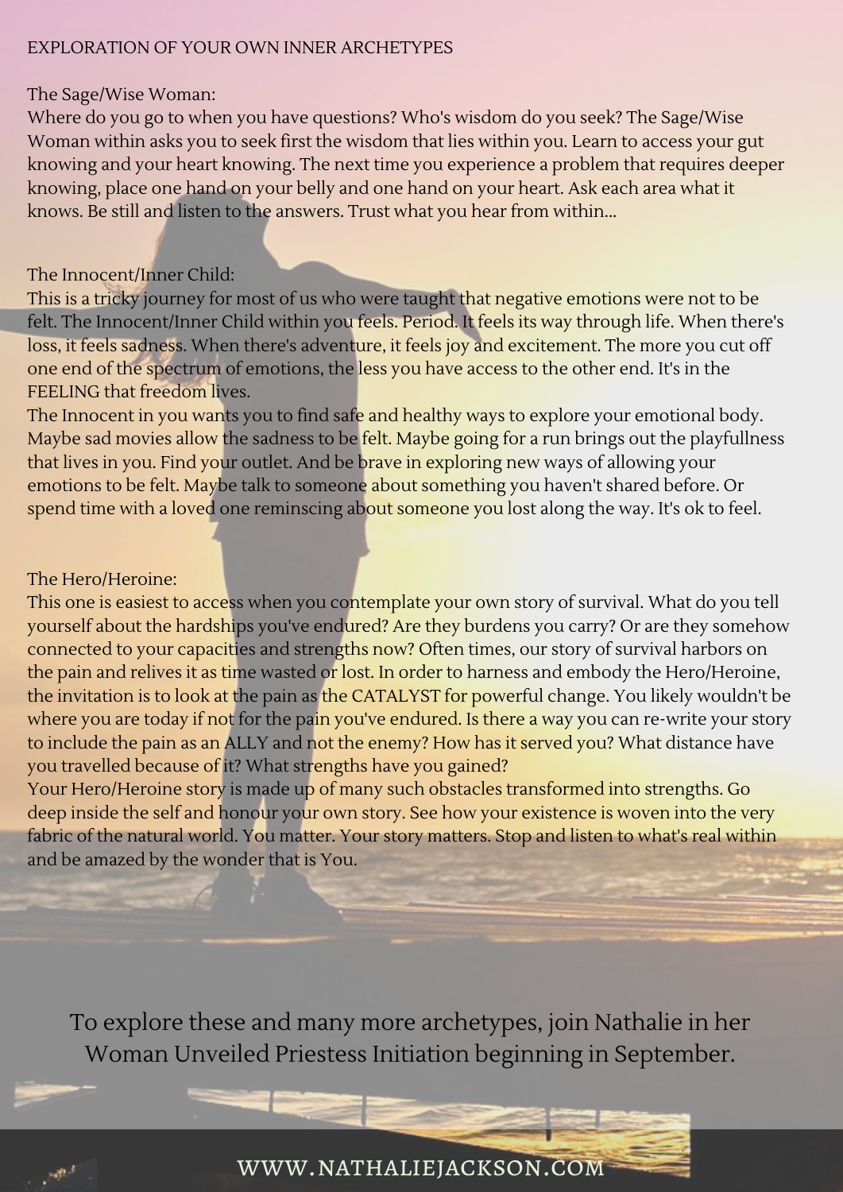# EXPLORATION OF YOUR OWN INNER ARCHETYPES

## The Sage/Wise Woman:

Where do you go to when you have questions? Who's wisdom do you seek? The Sage/Wise Woman within asks you to seek first the wisdom that lies within you. Learn to access your gut knowing and your heart knowing. The next time you experience a problem that requires deeper knowing, place one hand on your belly and one hand on your heart. Ask each area what it knows. Be still and listen to the answers. Trust what you hear from within...

## The Innocent/Inner Child:

This is a tricky journey for most of us who were taught that negative emotions were not to be felt. The Innocent/Inner Child within you feels. Period. It feels its way through life. When there's loss, it feels sadness. When there's adventure, it feels joy and excitement. The more you cut off one end of the spectrum of emotions, the less you have access to the other end. It's in the FEELING that freedom lives.

The Innocent in you wants you to find safe and healthy ways to explore your emotional body. Maybe sad movies allow the sadness to be felt. Maybe going for a run brings out the playfullness that lives in you. Find your outlet. And be brave in exploring new ways of allowing your emotions to be felt. Maybe talk to someone about something you haven't shared before. Or spend time with a loved one reminscing about someone you lost along the way. It's ok to feel.

## The Hero/Heroine:

This one is easiest to access when you contemplate your own story of survival. What do you tell yourself about the hardships you've endured? Are they burdens you carry? Or are they somehow connected to your capacities and strengths now? Often times, our story of survival harbors on the pain and relives it as time wasted or lost. In order to harness and embody the Hero/Heroine, the invitation is to look at the pain as the CATALYST for powerful change. You likely wouldn't be where you are today if not for the pain you've endured. Is there a way you can re-write your story to include the pain as an ALLY and not the enemy? How has it served you? What distance have you travelled because of it? What strengths have you gained?

Your Hero/Heroine story is made up of many such obstacles transformed into strengths. Go deep inside the self and honour your own story. See how your existence is woven into the very fabric of the natural world. You matter. Your story matters. Stop and listen to what's real within and be amazed by the wonder that is You.

To explore these and many more archetypes, join Nathalie in her Woman Unveiled Priestess Initiation beginning in September.

WWW.NATHALIEJACKSON.COM